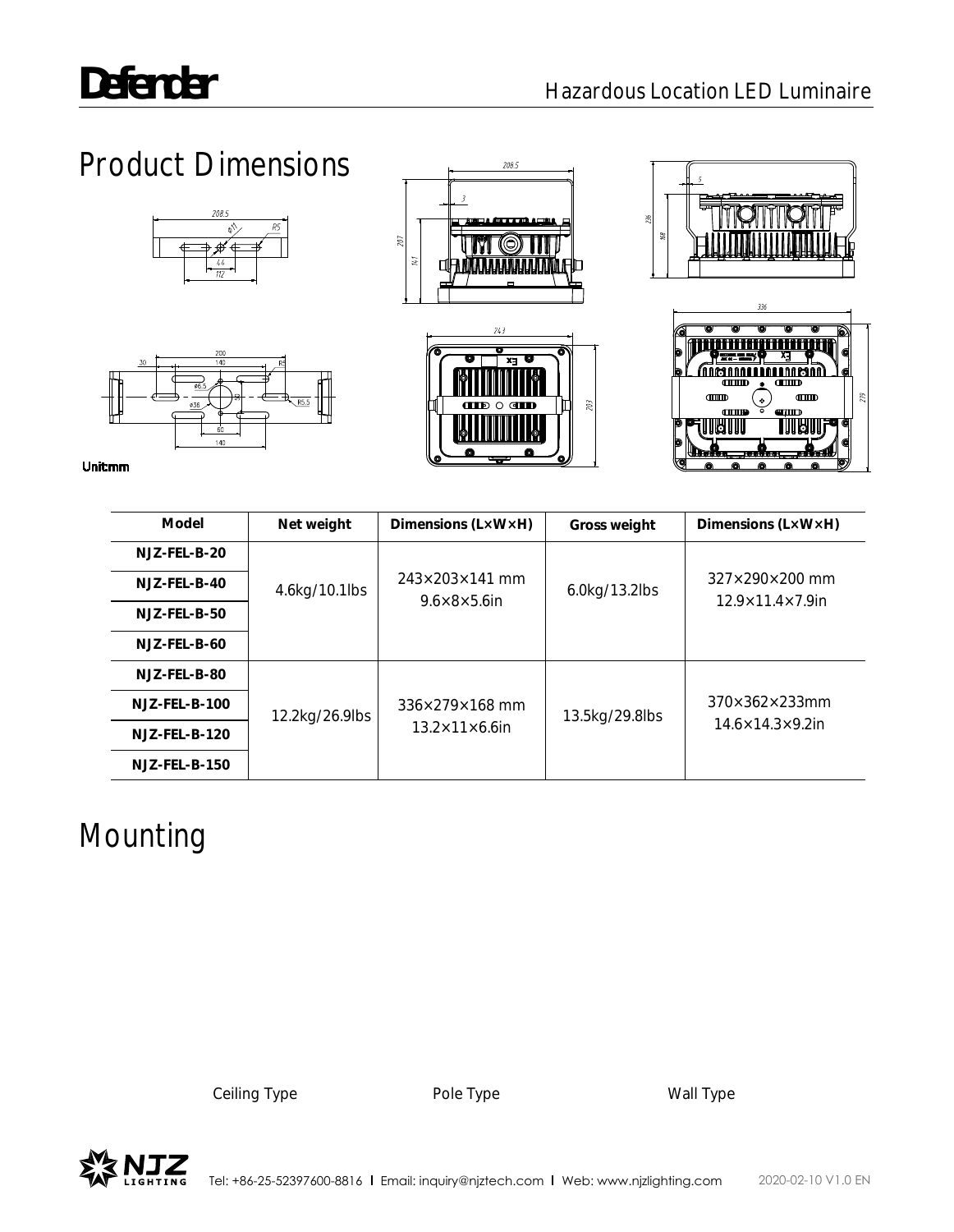## Product Dimensions

Unit:mm

| Model | Net weight | Dimensions (L×W×H) | Gross weight | Dimensions (L×W×H) |
|---|---|---|---|---|
| NJZ-FEL-B-20 | 4.6kg/10.1lbs | 243×203×141 mm 9.6×8×5.6in | 6.0kg/13.2lbs | 327×290×200 mm 12.9×11.4×7.9in |
| NJZ-FEL-B-40 | | | | |
| NJZ-FEL-B-50 | | | | |
| NJZ-FEL-B-60 | | | | |
| NJZ-FEL-B-80 | 12.2kg/26.9lbs | 336×279×168 mm 13.2×11×6.6in | 13.5kg/29.8lbs | 370×362×233mm 14.6×14.3×9.2in |
| NJZ-FEL-B-100 | | | | |
| NJZ-FEL-B-120 | | | | |
| NJZ-FEL-B-150 | | | | |

## Mounting

Ceiling Type

Pole Type

Wall Type

Tel: +86-25-52397600-8816 | Email: inquiry@njztech.com | Web: www.njzlighting.com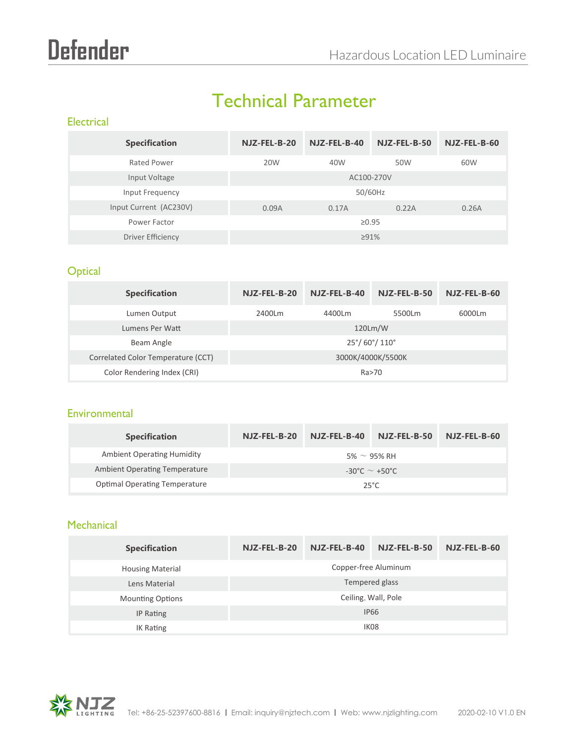# Technical Parameter

## Electrical

| Specification | NJZ-FEL-B-20 | NJZ-FEL-B-40 | NJZ-FEL-B-50 | NJZ-FEL-B-60 |
|---|---|---|---|---|
| Rated Power | 20W | 40W | 50W | 60W |
| Input Voltage | AC100-270V | | | |
| Input Frequency | 50/60Hz | | | |
| Input Current (AC230V) | 0.09A | 0.17A | 0.22A | 0.26A |
| Power Factor | ≥0.95 | | | |
| Driver Efficiency | ≥91% | | | |

## Optical

| Specification | NJZ-FEL-B-20 | NJZ-FEL-B-40 | NJZ-FEL-B-50 | NJZ-FEL-B-60 |
|---|---|---|---|---|
| Lumen Output | 2400Lm | 4400Lm | 5500Lm | 6000Lm |
| Lumens Per Watt | 120Lm/W | | | |
| Beam Angle | 25°/ 60°/ 110° | | | |
| Correlated Color Temperature (CCT) | 3000K/4000K/5500K | | | |
| Color Rendering Index (CRI) | Ra>70 | | | |

## Environmental

| Specification | NJZ-FEL-B-20 | NJZ-FEL-B-40 | NJZ-FEL-B-50 | NJZ-FEL-B-60 |
|---|---|---|---|---|
| Ambient Operating Humidity | 5% ~ 95% RH | | | |
| Ambient Operating Temperature | -30°C ~ +50°C | | | |
| Optimal Operating Temperature | 25°C | | | |

## Mechanical

| Specification | NJZ-FEL-B-20 | NJZ-FEL-B-40 | NJZ-FEL-B-50 | NJZ-FEL-B-60 |
|---|---|---|---|---|
| Housing Material | Copper-free Aluminum | | | |
| Lens Material | Tempered glass | | | |
| Mounting Options | Ceiling, Wall, Pole | | | |
| IP Rating | IP66 | | | |
| IK Rating | IK08 | | | |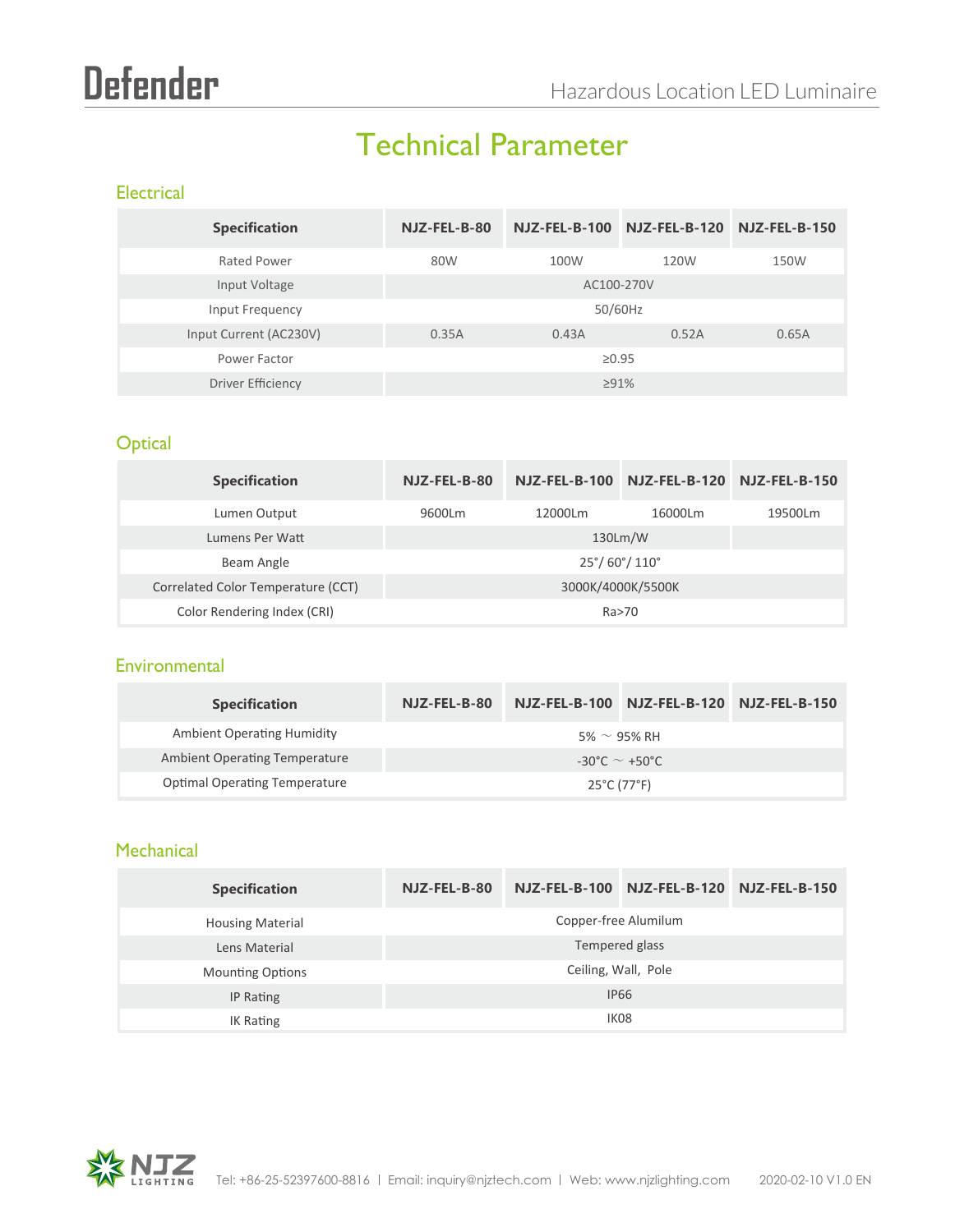# Technical Parameter

## Electrical

| Specification | NJZ-FEL-B-80 | NJZ-FEL-B-100 | NJZ-FEL-B-120 | NJZ-FEL-B-150 |
|---|---|---|---|---|
| Rated Power | 80W | 100W | 120W | 150W |
| Input Voltage | AC100-270V | | | |
| Input Frequency | 50/60Hz | | | |
| Input Current (AC230V) | 0.35A | 0.43A | 0.52A | 0.65A |
| Power Factor | ≥0.95 | | | |
| Driver Efficiency | ≥91% | | | |

## Optical

| Specification | NJZ-FEL-B-80 | NJZ-FEL-B-100 | NJZ-FEL-B-120 | NJZ-FEL-B-150 |
|---|---|---|---|---|
| Lumen Output | 9600Lm | 12000Lm | 16000Lm | 19500Lm |
| Lumens Per Watt | 130Lm/W | | | |
| Beam Angle | 25°/ 60°/ 110° | | | |
| Correlated Color Temperature (CCT) | 3000K/4000K/5500K | | | |
| Color Rendering Index (CRI) | Ra>70 | | | |

## Environmental

| Specification | NJZ-FEL-B-80 | NJZ-FEL-B-100 | NJZ-FEL-B-120 | NJZ-FEL-B-150 |
|---|---|---|---|---|
| Ambient Operating Humidity | 5% ～ 95% RH | | | |
| Ambient Operating Temperature | -30°C ～ +50°C | | | |
| Optimal Operating Temperature | 25°C (77°F) | | | |

## Mechanical

| Specification | NJZ-FEL-B-80 | NJZ-FEL-B-100 | NJZ-FEL-B-120 | NJZ-FEL-B-150 |
|---|---|---|---|---|
| Housing Material | Copper-free Alumilum | | | |
| Lens Material | Tempered glass | | | |
| Mounting Options | Ceiling, Wall, Pole | | | |
| IP Rating | IP66 | | | |
| IK Rating | IK08 | | | |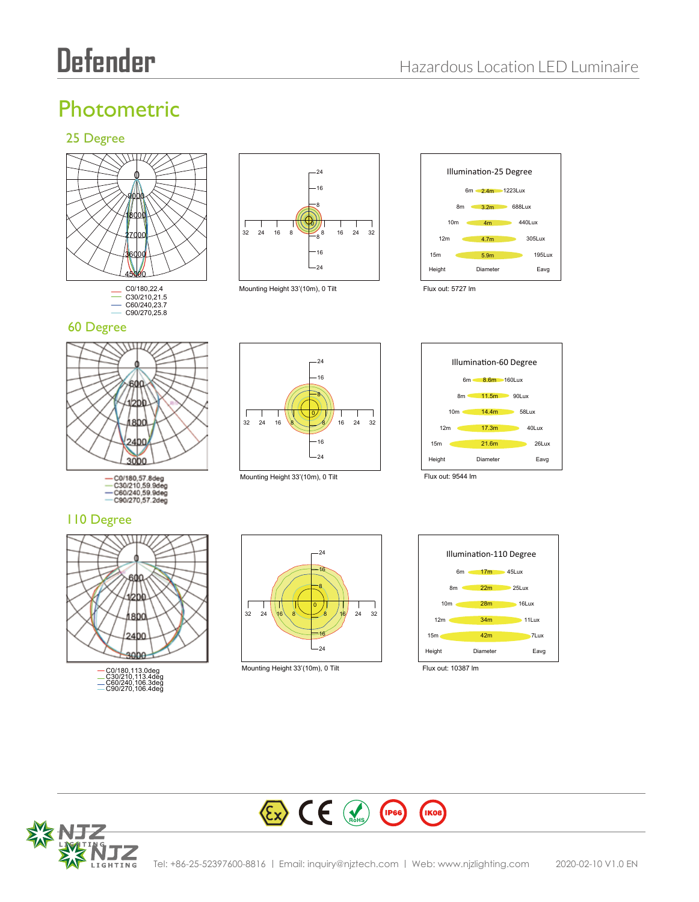# Photometric

## 25 Degree

C0/180,22.4
C30/210,21.5
C60/240,23.7
C90/270,25.8

Mounting Height 33'(10m), 0 Tilt

**Illumination-25 Degree**

| Height | Diameter | Eavg |
|---|---|---|
| 6m | 2.4m | 1223Lux |
| 8m | 3.2m | 688Lux |
| 10m | 4m | 440Lux |
| 12m | 4.7m | 305Lux |
| 15m | 5.9m | 195Lux |

Flux out: 5727 lm

## 60 Degree

C0/180,57.8deg
C30/210,59.9deg
C60/240,59.9deg
C90/270,57.2deg

Mounting Height 33'(10m), 0 Tilt

**Illumination-60 Degree**

| Height | Diameter | Eavg |
|---|---|---|
| 6m | 8.6m | 160Lux |
| 8m | 11.5m | 90Lux |
| 10m | 14.4m | 58Lux |
| 12m | 17.3m | 40Lux |
| 15m | 21.6m | 26Lux |

Flux out: 9544 lm

## 110 Degree

C0/180,113.0deg
C30/210,113.4deg
C60/240,106.3deg
C90/270,106.4deg

Mounting Height 33'(10m), 0 Tilt

**Illumination-110 Degree**

| Height | Diameter | Eavg |
|---|---|---|
| 6m | 17m | 45Lux |
| 8m | 22m | 25Lux |
| 10m | 28m | 16Lux |
| 12m | 34m | 11Lux |
| 15m | 42m | 7Lux |

Flux out: 10387 lm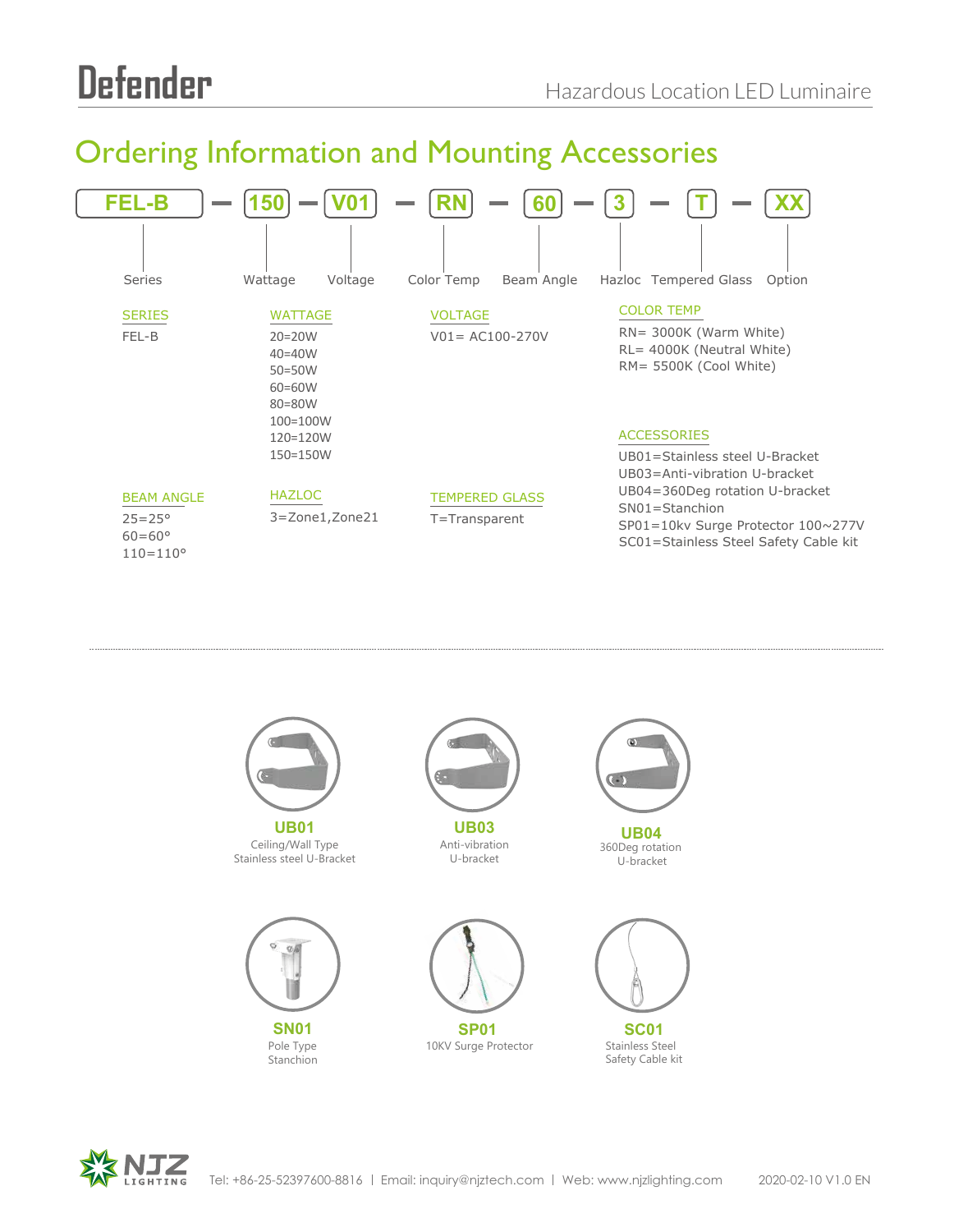## Ordering Information and Mounting Accessories

FEL-B — 150 — V01 — RN — 60 — 3 — T — XX

| FEL-B | 150 | V01 | RN | 60 | 3 | T | XX |
|---|---|---|---|---|---|---|---|
| Series | Wattage | Voltage | Color Temp | Beam Angle | Hazloc | Tempered Glass | Option |

**SERIES**

FEL-B

**WATTAGE**

20=20W
40=40W
50=50W
60=60W
80=80W
100=100W
120=120W
150=150W

**VOLTAGE**

V01= AC100-270V

**COLOR TEMP**

RN= 3000K (Warm White)
RL= 4000K (Neutral White)
RM= 5500K (Cool White)

**ACCESSORIES**

UB01=Stainless steel U-Bracket
UB03=Anti-vibration U-bracket
UB04=360Deg rotation U-bracket
SN01=Stanchion
SP01=10kv Surge Protector 100~277V
SC01=Stainless Steel Safety Cable kit

**BEAM ANGLE**

25=25°
60=60°
110=110°

**HAZLOC**

3=Zone1,Zone21

**TEMPERED GLASS**

T=Transparent

---

**UB01**
Ceiling/Wall Type
Stainless steel U-Bracket

**UB03**
Anti-vibration
U-bracket

**UB04**
360Deg rotation
U-bracket

**SN01**
Pole Type
Stanchion

**SP01**
10KV Surge Protector

**SC01**
Stainless Steel
Safety Cable kit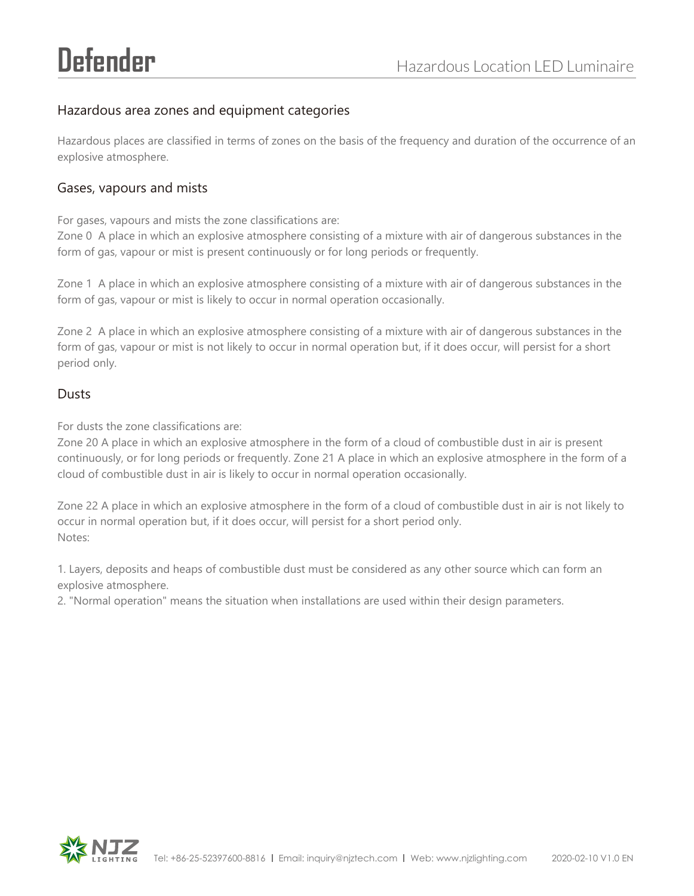## Hazardous area zones and equipment categories

Hazardous places are classified in terms of zones on the basis of the frequency and duration of the occurrence of an explosive atmosphere.

### Gases, vapours and mists

For gases, vapours and mists the zone classifications are:
Zone 0 A place in which an explosive atmosphere consisting of a mixture with air of dangerous substances in the form of gas, vapour or mist is present continuously or for long periods or frequently.

Zone 1 A place in which an explosive atmosphere consisting of a mixture with air of dangerous substances in the form of gas, vapour or mist is likely to occur in normal operation occasionally.

Zone 2 A place in which an explosive atmosphere consisting of a mixture with air of dangerous substances in the form of gas, vapour or mist is not likely to occur in normal operation but, if it does occur, will persist for a short period only.

### Dusts

For dusts the zone classifications are:
Zone 20 A place in which an explosive atmosphere in the form of a cloud of combustible dust in air is present continuously, or for long periods or frequently. Zone 21 A place in which an explosive atmosphere in the form of a cloud of combustible dust in air is likely to occur in normal operation occasionally.

Zone 22 A place in which an explosive atmosphere in the form of a cloud of combustible dust in air is not likely to occur in normal operation but, if it does occur, will persist for a short period only.
Notes:

1. Layers, deposits and heaps of combustible dust must be considered as any other source which can form an explosive atmosphere.
2. "Normal operation" means the situation when installations are used within their design parameters.